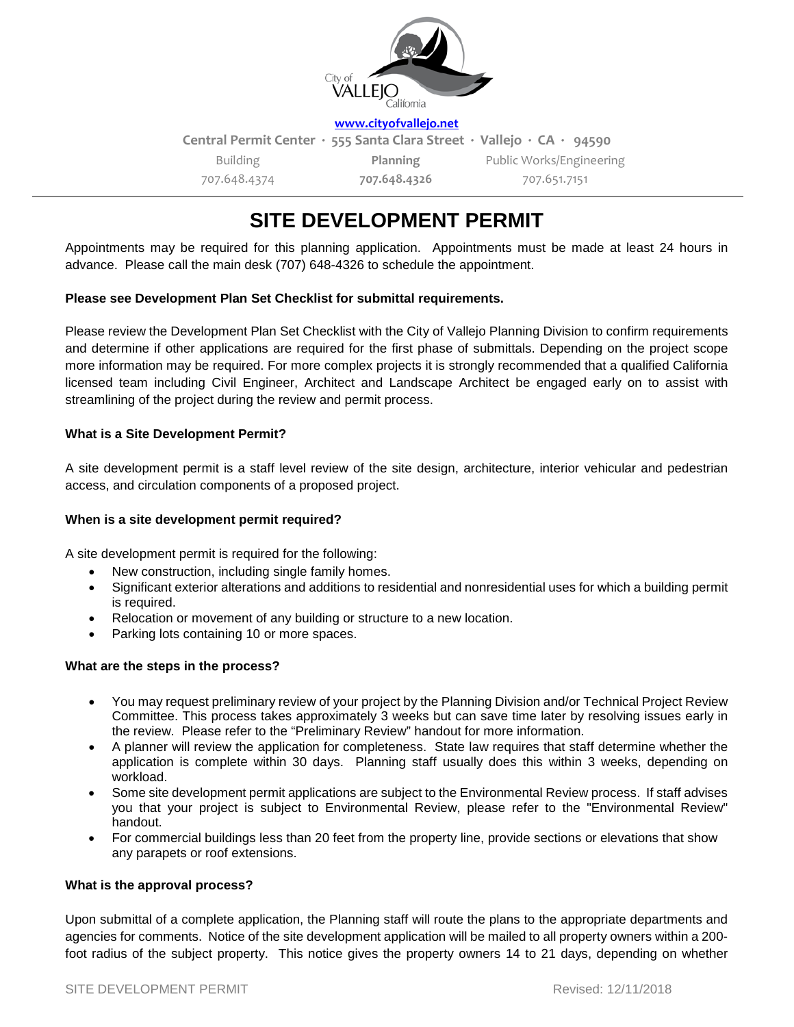City of VALLEJO California

www.cityofvallejo.net

Central Permit Center · 555 Santa Clara Street · Vallejo · CA · 94590

| Building | Planning | Public Works/Engineering |
| --- | --- | --- |
| 707.648.4374 | 707.648.4326 | 707.651.7151 |

# SITE DEVELOPMENT PERMIT

Appointments may be required for this planning application. Appointments must be made at least 24 hours in advance. Please call the main desk (707) 648-4326 to schedule the appointment.

**Please see Development Plan Set Checklist for submittal requirements.**

Please review the Development Plan Set Checklist with the City of Vallejo Planning Division to confirm requirements and determine if other applications are required for the first phase of submittals. Depending on the project scope more information may be required. For more complex projects it is strongly recommended that a qualified California licensed team including Civil Engineer, Architect and Landscape Architect be engaged early on to assist with streamlining of the project during the review and permit process.

**What is a Site Development Permit?**

A site development permit is a staff level review of the site design, architecture, interior vehicular and pedestrian access, and circulation components of a proposed project.

**When is a site development permit required?**

A site development permit is required for the following:

- New construction, including single family homes.
- Significant exterior alterations and additions to residential and nonresidential uses for which a building permit is required.
- Relocation or movement of any building or structure to a new location.
- Parking lots containing 10 or more spaces.

**What are the steps in the process?**

- You may request preliminary review of your project by the Planning Division and/or Technical Project Review Committee. This process takes approximately 3 weeks but can save time later by resolving issues early in the review. Please refer to the "Preliminary Review" handout for more information.
- A planner will review the application for completeness. State law requires that staff determine whether the application is complete within 30 days. Planning staff usually does this within 3 weeks, depending on workload.
- Some site development permit applications are subject to the Environmental Review process. If staff advises you that your project is subject to Environmental Review, please refer to the "Environmental Review" handout.
- For commercial buildings less than 20 feet from the property line, provide sections or elevations that show any parapets or roof extensions.

**What is the approval process?**

Upon submittal of a complete application, the Planning staff will route the plans to the appropriate departments and agencies for comments. Notice of the site development application will be mailed to all property owners within a 200-foot radius of the subject property. This notice gives the property owners 14 to 21 days, depending on whether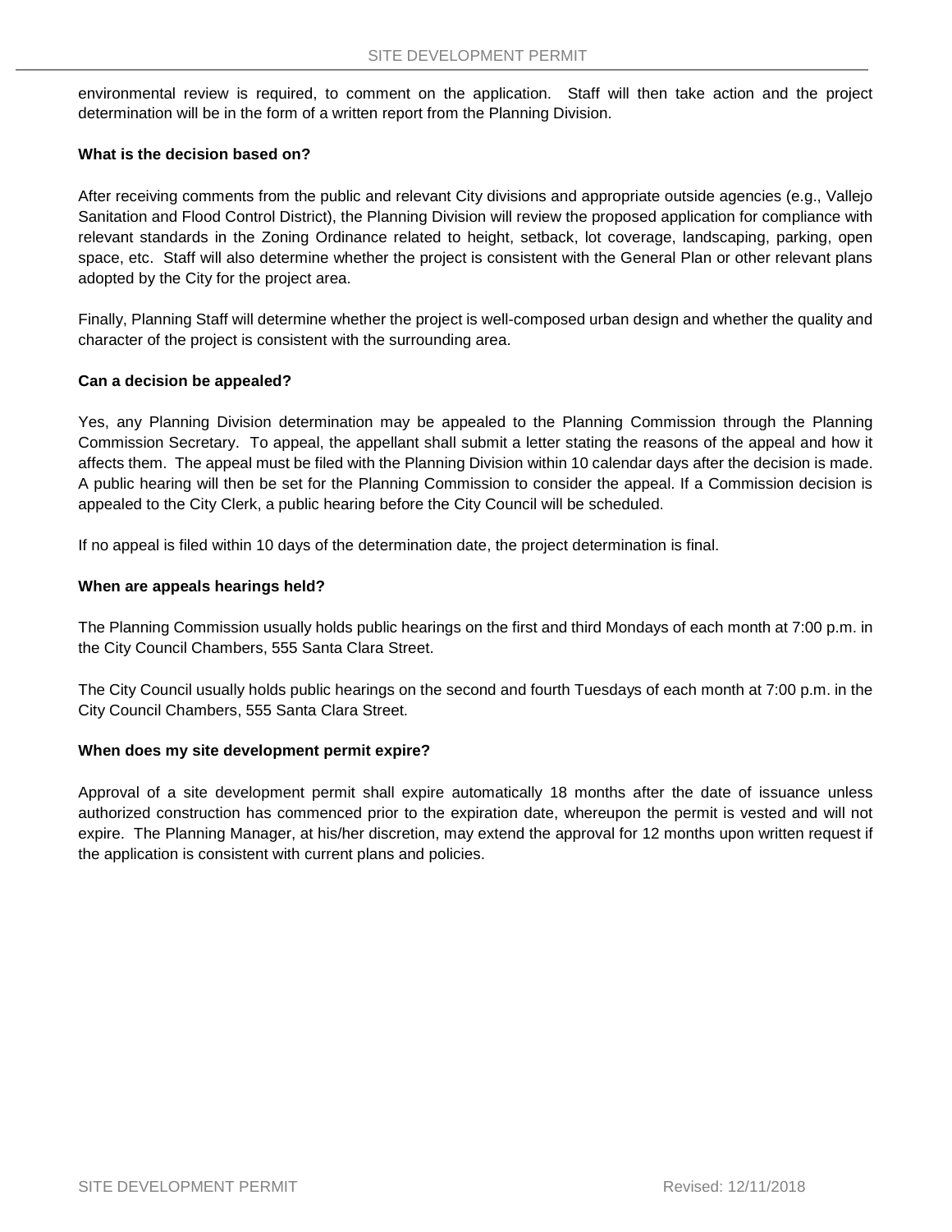environmental review is required, to comment on the application. Staff will then take action and the project determination will be in the form of a written report from the Planning Division.

**What is the decision based on?**

After receiving comments from the public and relevant City divisions and appropriate outside agencies (e.g., Vallejo Sanitation and Flood Control District), the Planning Division will review the proposed application for compliance with relevant standards in the Zoning Ordinance related to height, setback, lot coverage, landscaping, parking, open space, etc. Staff will also determine whether the project is consistent with the General Plan or other relevant plans adopted by the City for the project area.

Finally, Planning Staff will determine whether the project is well-composed urban design and whether the quality and character of the project is consistent with the surrounding area.

**Can a decision be appealed?**

Yes, any Planning Division determination may be appealed to the Planning Commission through the Planning Commission Secretary. To appeal, the appellant shall submit a letter stating the reasons of the appeal and how it affects them. The appeal must be filed with the Planning Division within 10 calendar days after the decision is made. A public hearing will then be set for the Planning Commission to consider the appeal. If a Commission decision is appealed to the City Clerk, a public hearing before the City Council will be scheduled.

If no appeal is filed within 10 days of the determination date, the project determination is final.

**When are appeals hearings held?**

The Planning Commission usually holds public hearings on the first and third Mondays of each month at 7:00 p.m. in the City Council Chambers, 555 Santa Clara Street.

The City Council usually holds public hearings on the second and fourth Tuesdays of each month at 7:00 p.m. in the City Council Chambers, 555 Santa Clara Street.

**When does my site development permit expire?**

Approval of a site development permit shall expire automatically 18 months after the date of issuance unless authorized construction has commenced prior to the expiration date, whereupon the permit is vested and will not expire. The Planning Manager, at his/her discretion, may extend the approval for 12 months upon written request if the application is consistent with current plans and policies.